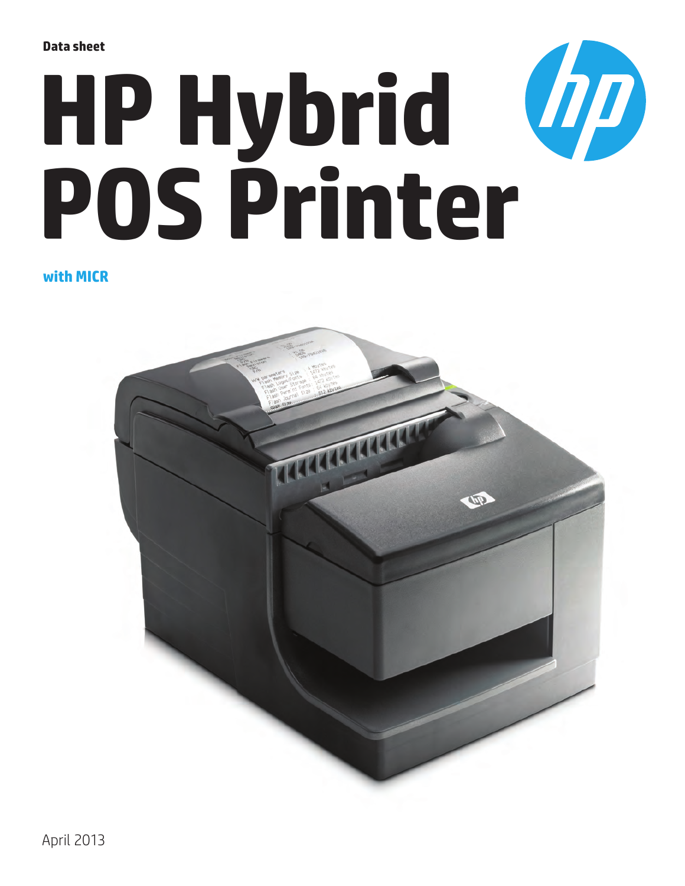Data sheet

# HP Hybrid POS Printer

**with MICR**

April 2013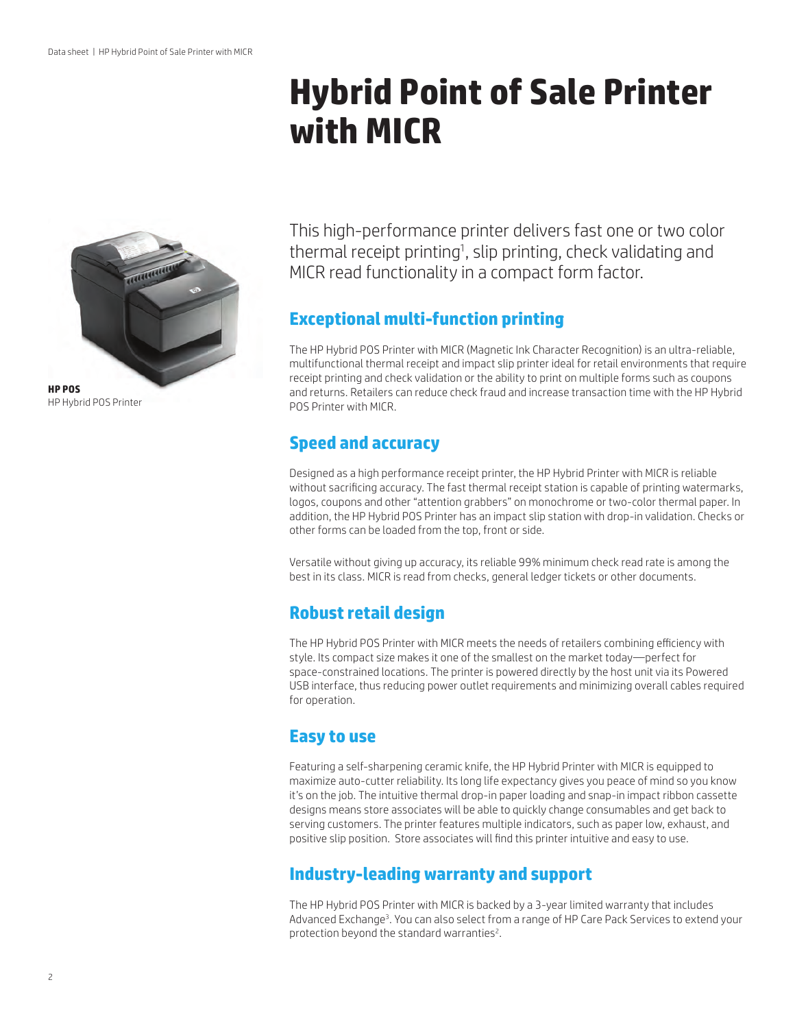# Hybrid Point of Sale Printer with MICR

**HP POS**
HP Hybrid POS Printer

This high-performance printer delivers fast one or two color thermal receipt printing[1], slip printing, check validating and MICR read functionality in a compact form factor.

## Exceptional multi-function printing

The HP Hybrid POS Printer with MICR (Magnetic Ink Character Recognition) is an ultra-reliable, multifunctional thermal receipt and impact slip printer ideal for retail environments that require receipt printing and check validation or the ability to print on multiple forms such as coupons and returns. Retailers can reduce check fraud and increase transaction time with the HP Hybrid POS Printer with MICR.

## Speed and accuracy

Designed as a high performance receipt printer, the HP Hybrid Printer with MICR is reliable without sacrificing accuracy. The fast thermal receipt station is capable of printing watermarks, logos, coupons and other "attention grabbers" on monochrome or two-color thermal paper. In addition, the HP Hybrid POS Printer has an impact slip station with drop-in validation. Checks or other forms can be loaded from the top, front or side.

Versatile without giving up accuracy, its reliable 99% minimum check read rate is among the best in its class. MICR is read from checks, general ledger tickets or other documents.

## Robust retail design

The HP Hybrid POS Printer with MICR meets the needs of retailers combining efficiency with style. Its compact size makes it one of the smallest on the market today—perfect for space-constrained locations. The printer is powered directly by the host unit via its Powered USB interface, thus reducing power outlet requirements and minimizing overall cables required for operation.

## Easy to use

Featuring a self-sharpening ceramic knife, the HP Hybrid Printer with MICR is equipped to maximize auto-cutter reliability. Its long life expectancy gives you peace of mind so you know it's on the job. The intuitive thermal drop-in paper loading and snap-in impact ribbon cassette designs means store associates will be able to quickly change consumables and get back to serving customers. The printer features multiple indicators, such as paper low, exhaust, and positive slip position. Store associates will find this printer intuitive and easy to use.

## Industry-leading warranty and support

The HP Hybrid POS Printer with MICR is backed by a 3-year limited warranty that includes Advanced Exchange[3]. You can also select from a range of HP Care Pack Services to extend your protection beyond the standard warranties[2].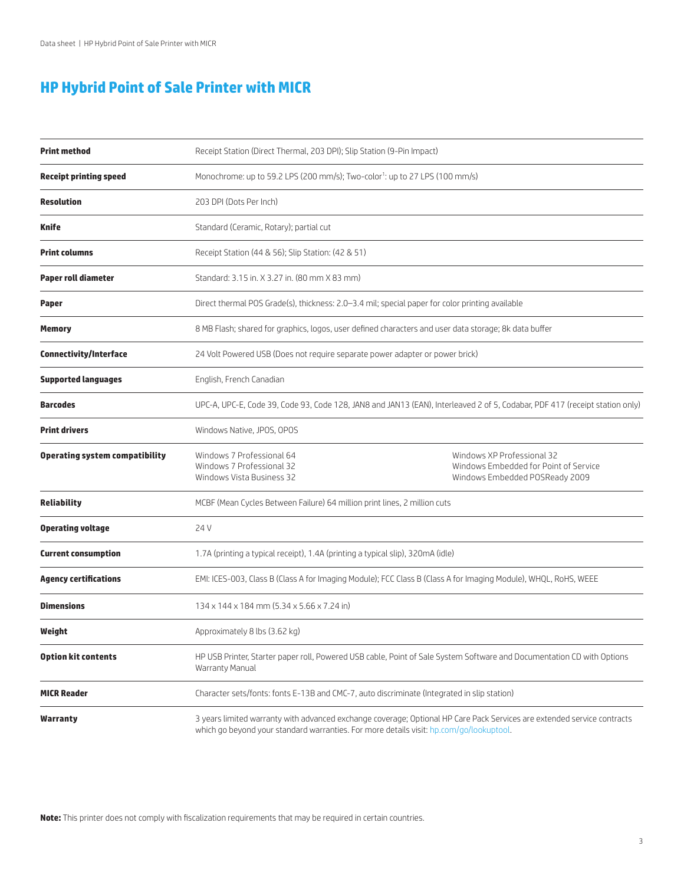# HP Hybrid Point of Sale Printer with MICR

| | |
|---|---|
| **Print method** | Receipt Station (Direct Thermal, 203 DPI); Slip Station (9-Pin Impact) |
| **Receipt printing speed** | Monochrome: up to 59.2 LPS (200 mm/s); Two-color[1]: up to 27 LPS (100 mm/s) |
| **Resolution** | 203 DPI (Dots Per Inch) |
| **Knife** | Standard (Ceramic, Rotary); partial cut |
| **Print columns** | Receipt Station (44 & 56); Slip Station: (42 & 51) |
| **Paper roll diameter** | Standard: 3.15 in. X 3.27 in. (80 mm X 83 mm) |
| **Paper** | Direct thermal POS Grade(s), thickness: 2.0–3.4 mil; special paper for color printing available |
| **Memory** | 8 MB Flash; shared for graphics, logos, user defined characters and user data storage; 8k data buffer |
| **Connectivity/Interface** | 24 Volt Powered USB (Does not require separate power adapter or power brick) |
| **Supported languages** | English, French Canadian |
| **Barcodes** | UPC-A, UPC-E, Code 39, Code 93, Code 128, JAN8 and JAN13 (EAN), Interleaved 2 of 5, Codabar, PDF 417 (receipt station only) |
| **Print drivers** | Windows Native, JPOS, OPOS |
| **Operating system compatibility** | Windows 7 Professional 64<br>Windows 7 Professional 32<br>Windows Vista Business 32<br>Windows XP Professional 32<br>Windows Embedded for Point of Service<br>Windows Embedded POSReady 2009 |
| **Reliability** | MCBF (Mean Cycles Between Failure) 64 million print lines, 2 million cuts |
| **Operating voltage** | 24 V |
| **Current consumption** | 1.7A (printing a typical receipt), 1.4A (printing a typical slip), 320mA (idle) |
| **Agency certifications** | EMI: ICES-003, Class B (Class A for Imaging Module); FCC Class B (Class A for Imaging Module), WHQL, RoHS, WEEE |
| **Dimensions** | 134 x 144 x 184 mm (5.34 x 5.66 x 7.24 in) |
| **Weight** | Approximately 8 lbs (3.62 kg) |
| **Option kit contents** | HP USB Printer, Starter paper roll, Powered USB cable, Point of Sale System Software and Documentation CD with Options Warranty Manual |
| **MICR Reader** | Character sets/fonts: fonts E-13B and CMC-7, auto discriminate (Integrated in slip station) |
| **Warranty** | 3 years limited warranty with advanced exchange coverage; Optional HP Care Pack Services are extended service contracts which go beyond your standard warranties. For more details visit: hp.com/go/lookuptool. |

**Note:** This printer does not comply with fiscalization requirements that may be required in certain countries.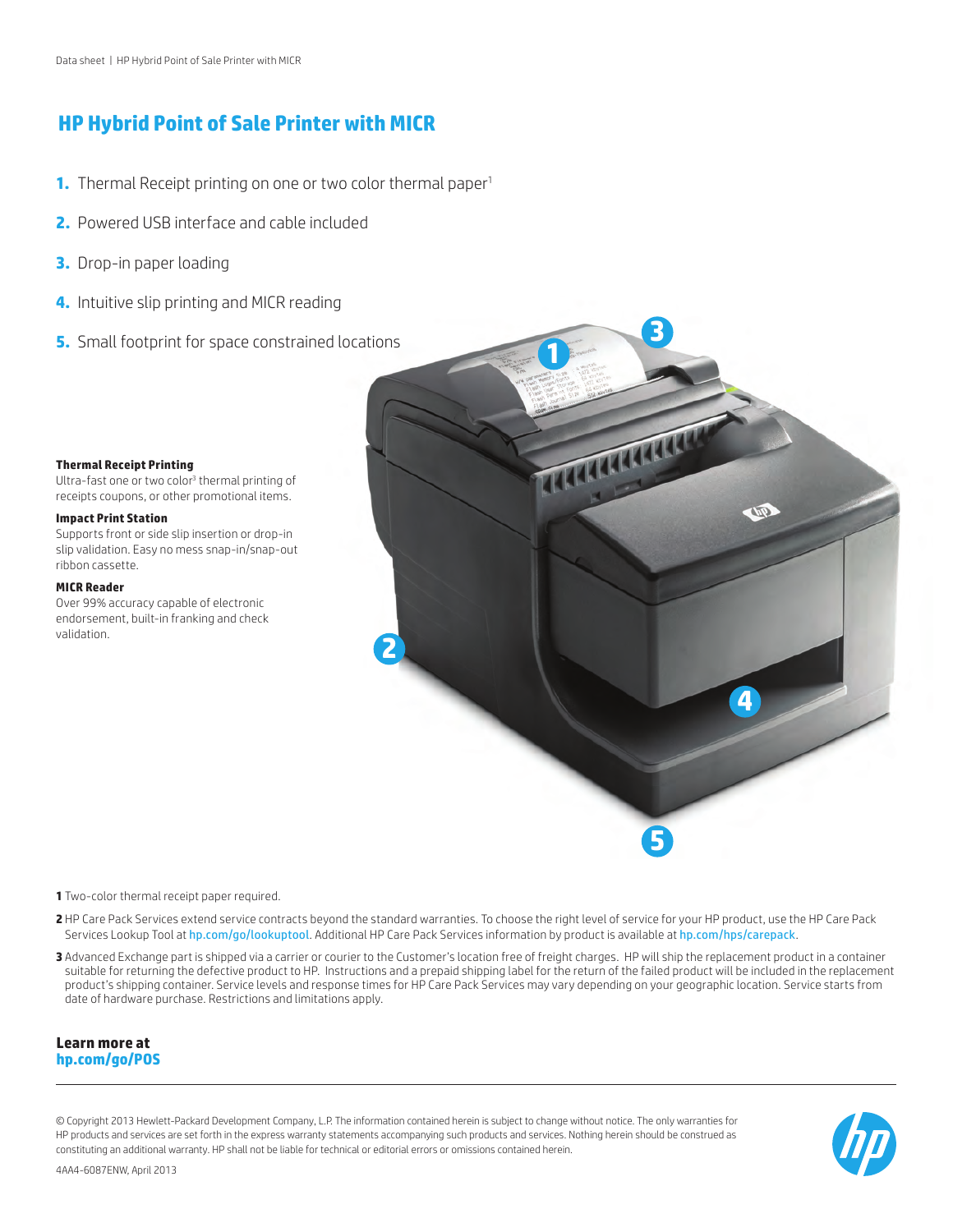# HP Hybrid Point of Sale Printer with MICR

1. Thermal Receipt printing on one or two color thermal paper[1]
2. Powered USB interface and cable included
3. Drop-in paper loading
4. Intuitive slip printing and MICR reading
5. Small footprint for space constrained locations

**Thermal Receipt Printing**
Ultra-fast one or two color[3] thermal printing of receipts coupons, or other promotional items.

**Impact Print Station**
Supports front or side slip insertion or drop-in slip validation. Easy no mess snap-in/snap-out ribbon cassette.

**MICR Reader**
Over 99% accuracy capable of electronic endorsement, built-in franking and check validation.

**1** Two-color thermal receipt paper required.

**2** HP Care Pack Services extend service contracts beyond the standard warranties. To choose the right level of service for your HP product, use the HP Care Pack Services Lookup Tool at hp.com/go/lookuptool. Additional HP Care Pack Services information by product is available at hp.com/hps/carepack.

**3** Advanced Exchange part is shipped via a carrier or courier to the Customer's location free of freight charges. HP will ship the replacement product in a container suitable for returning the defective product to HP. Instructions and a prepaid shipping label for the return of the failed product will be included in the replacement product's shipping container. Service levels and response times for HP Care Pack Services may vary depending on your geographic location. Service starts from date of hardware purchase. Restrictions and limitations apply.

**Learn more at**
**hp.com/go/POS**

© Copyright 2013 Hewlett-Packard Development Company, L.P. The information contained herein is subject to change without notice. The only warranties for HP products and services are set forth in the express warranty statements accompanying such products and services. Nothing herein should be construed as constituting an additional warranty. HP shall not be liable for technical or editorial errors or omissions contained herein.

4AA4-6087ENW, April 2013